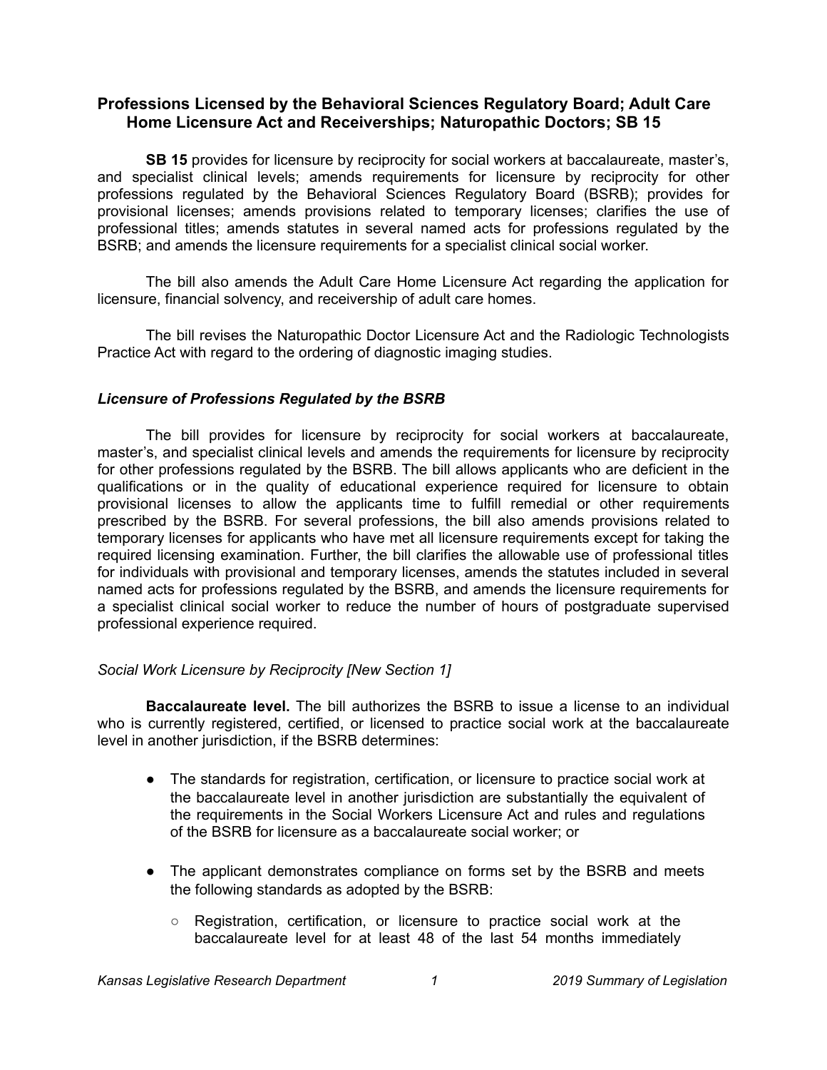# Professions Licensed by the Behavioral Sciences Regulatory Board; Adult Care Home Licensure Act and Receiverships; Naturopathic Doctors; SB 15

**SB 15** provides for licensure by reciprocity for social workers at baccalaureate, master's, and specialist clinical levels; amends requirements for licensure by reciprocity for other professions regulated by the Behavioral Sciences Regulatory Board (BSRB); provides for provisional licenses; amends provisions related to temporary licenses; clarifies the use of professional titles; amends statutes in several named acts for professions regulated by the BSRB; and amends the licensure requirements for a specialist clinical social worker.

The bill also amends the Adult Care Home Licensure Act regarding the application for licensure, financial solvency, and receivership of adult care homes.

The bill revises the Naturopathic Doctor Licensure Act and the Radiologic Technologists Practice Act with regard to the ordering of diagnostic imaging studies.

## *Licensure of Professions Regulated by the BSRB*

The bill provides for licensure by reciprocity for social workers at baccalaureate, master's, and specialist clinical levels and amends the requirements for licensure by reciprocity for other professions regulated by the BSRB. The bill allows applicants who are deficient in the qualifications or in the quality of educational experience required for licensure to obtain provisional licenses to allow the applicants time to fulfill remedial or other requirements prescribed by the BSRB. For several professions, the bill also amends provisions related to temporary licenses for applicants who have met all licensure requirements except for taking the required licensing examination. Further, the bill clarifies the allowable use of professional titles for individuals with provisional and temporary licenses, amends the statutes included in several named acts for professions regulated by the BSRB, and amends the licensure requirements for a specialist clinical social worker to reduce the number of hours of postgraduate supervised professional experience required.

### *Social Work Licensure by Reciprocity [New Section 1]*

**Baccalaureate level.** The bill authorizes the BSRB to issue a license to an individual who is currently registered, certified, or licensed to practice social work at the baccalaureate level in another jurisdiction, if the BSRB determines:

- The standards for registration, certification, or licensure to practice social work at the baccalaureate level in another jurisdiction are substantially the equivalent of the requirements in the Social Workers Licensure Act and rules and regulations of the BSRB for licensure as a baccalaureate social worker; or
- The applicant demonstrates compliance on forms set by the BSRB and meets the following standards as adopted by the BSRB:
  - Registration, certification, or licensure to practice social work at the baccalaureate level for at least 48 of the last 54 months immediately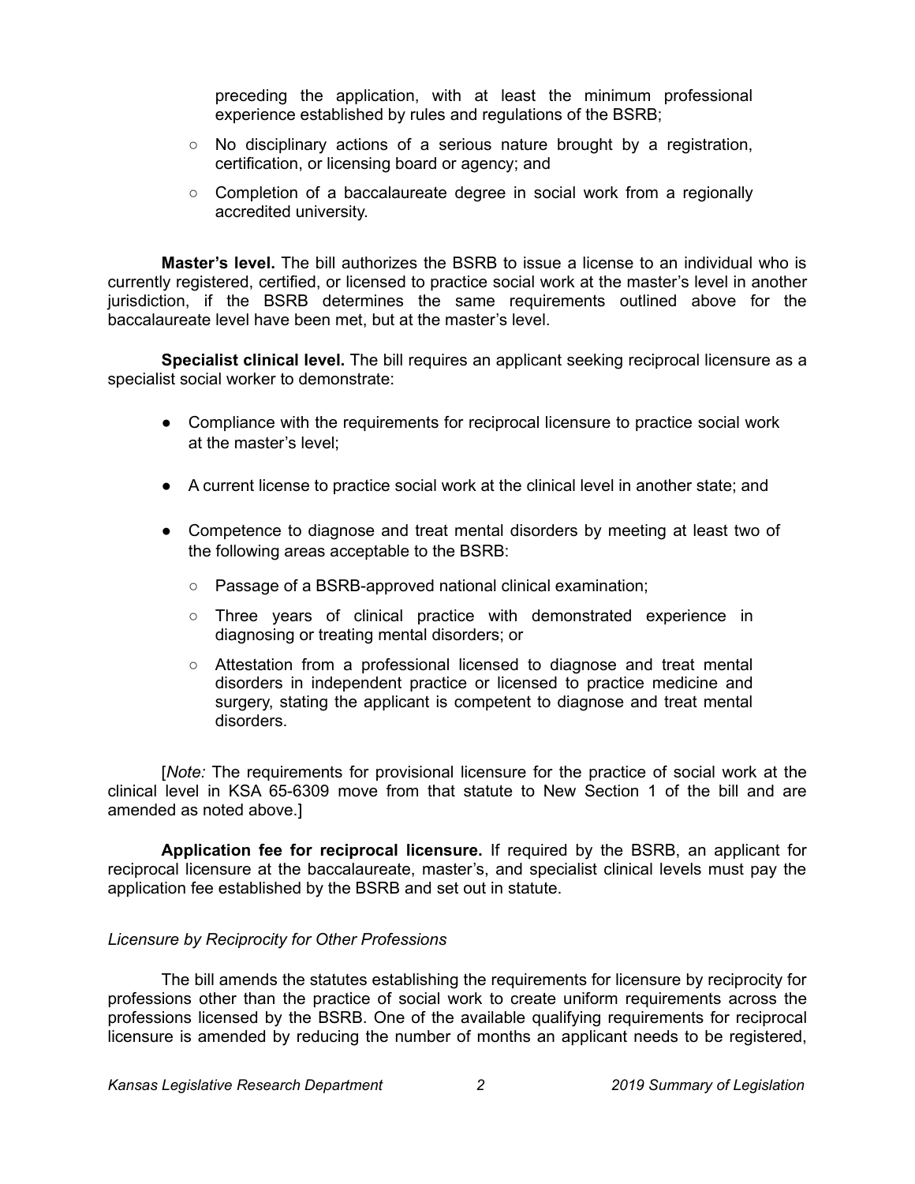preceding the application, with at least the minimum professional experience established by rules and regulations of the BSRB;

  - No disciplinary actions of a serious nature brought by a registration, certification, or licensing board or agency; and
  - Completion of a baccalaureate degree in social work from a regionally accredited university.

**Master's level.** The bill authorizes the BSRB to issue a license to an individual who is currently registered, certified, or licensed to practice social work at the master's level in another jurisdiction, if the BSRB determines the same requirements outlined above for the baccalaureate level have been met, but at the master's level.

**Specialist clinical level.** The bill requires an applicant seeking reciprocal licensure as a specialist social worker to demonstrate:

- Compliance with the requirements for reciprocal licensure to practice social work at the master's level;
- A current license to practice social work at the clinical level in another state; and
- Competence to diagnose and treat mental disorders by meeting at least two of the following areas acceptable to the BSRB:
  - Passage of a BSRB-approved national clinical examination;
  - Three years of clinical practice with demonstrated experience in diagnosing or treating mental disorders; or
  - Attestation from a professional licensed to diagnose and treat mental disorders in independent practice or licensed to practice medicine and surgery, stating the applicant is competent to diagnose and treat mental disorders.

[*Note:* The requirements for provisional licensure for the practice of social work at the clinical level in KSA 65-6309 move from that statute to New Section 1 of the bill and are amended as noted above.]

**Application fee for reciprocal licensure.** If required by the BSRB, an applicant for reciprocal licensure at the baccalaureate, master's, and specialist clinical levels must pay the application fee established by the BSRB and set out in statute.

*Licensure by Reciprocity for Other Professions*

The bill amends the statutes establishing the requirements for licensure by reciprocity for professions other than the practice of social work to create uniform requirements across the professions licensed by the BSRB. One of the available qualifying requirements for reciprocal licensure is amended by reducing the number of months an applicant needs to be registered,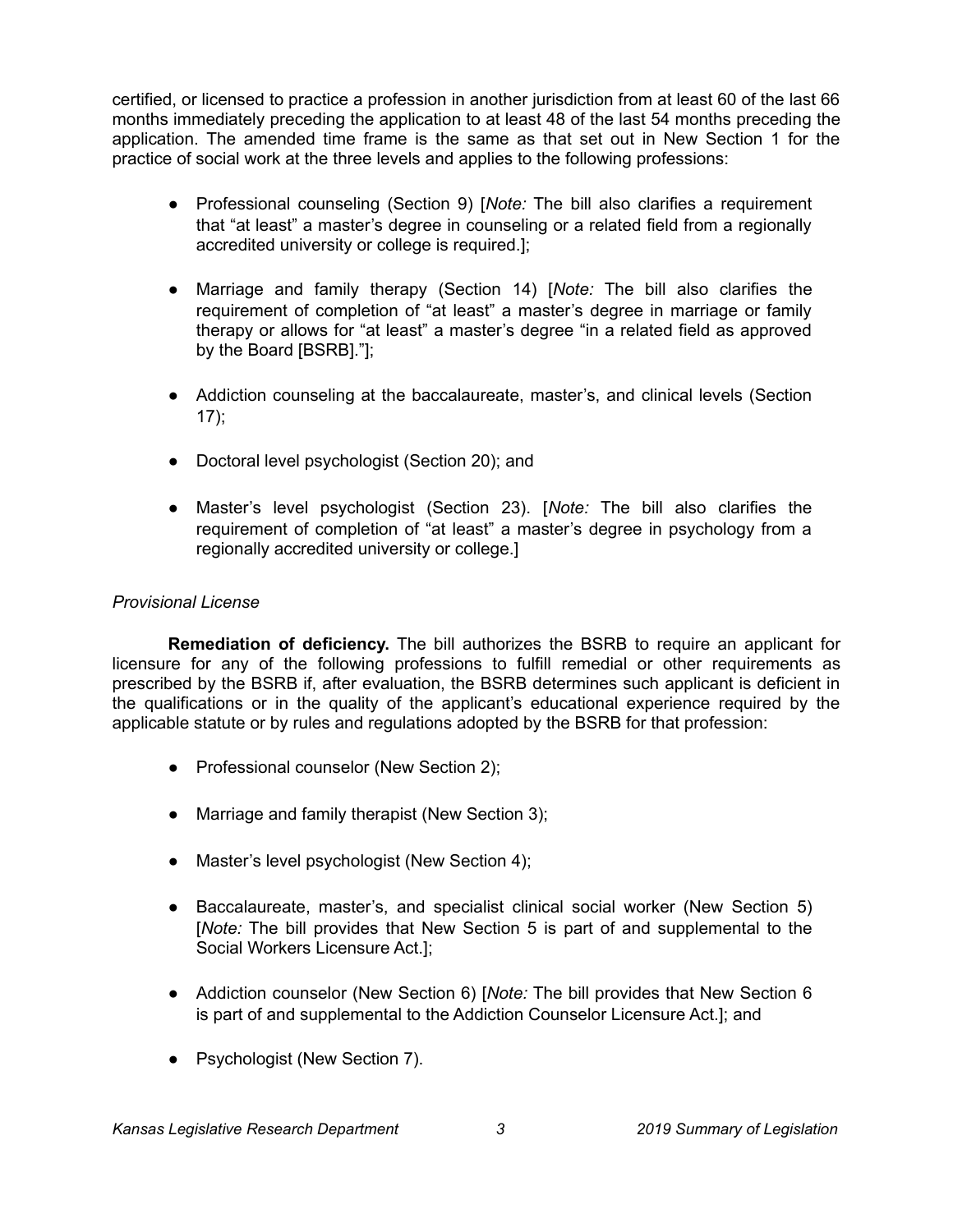certified, or licensed to practice a profession in another jurisdiction from at least 60 of the last 66 months immediately preceding the application to at least 48 of the last 54 months preceding the application. The amended time frame is the same as that set out in New Section 1 for the practice of social work at the three levels and applies to the following professions:

- Professional counseling (Section 9) [*Note:* The bill also clarifies a requirement that "at least" a master's degree in counseling or a related field from a regionally accredited university or college is required.];
- Marriage and family therapy (Section 14) [*Note:* The bill also clarifies the requirement of completion of "at least" a master's degree in marriage or family therapy or allows for "at least" a master's degree "in a related field as approved by the Board [BSRB]."];
- Addiction counseling at the baccalaureate, master's, and clinical levels (Section 17);
- Doctoral level psychologist (Section 20); and
- Master's level psychologist (Section 23). [*Note:* The bill also clarifies the requirement of completion of "at least" a master's degree in psychology from a regionally accredited university or college.]

*Provisional License*

**Remediation of deficiency.** The bill authorizes the BSRB to require an applicant for licensure for any of the following professions to fulfill remedial or other requirements as prescribed by the BSRB if, after evaluation, the BSRB determines such applicant is deficient in the qualifications or in the quality of the applicant's educational experience required by the applicable statute or by rules and regulations adopted by the BSRB for that profession:

- Professional counselor (New Section 2);
- Marriage and family therapist (New Section 3);
- Master's level psychologist (New Section 4);
- Baccalaureate, master's, and specialist clinical social worker (New Section 5) [*Note:* The bill provides that New Section 5 is part of and supplemental to the Social Workers Licensure Act.];
- Addiction counselor (New Section 6) [*Note:* The bill provides that New Section 6 is part of and supplemental to the Addiction Counselor Licensure Act.]; and
- Psychologist (New Section 7).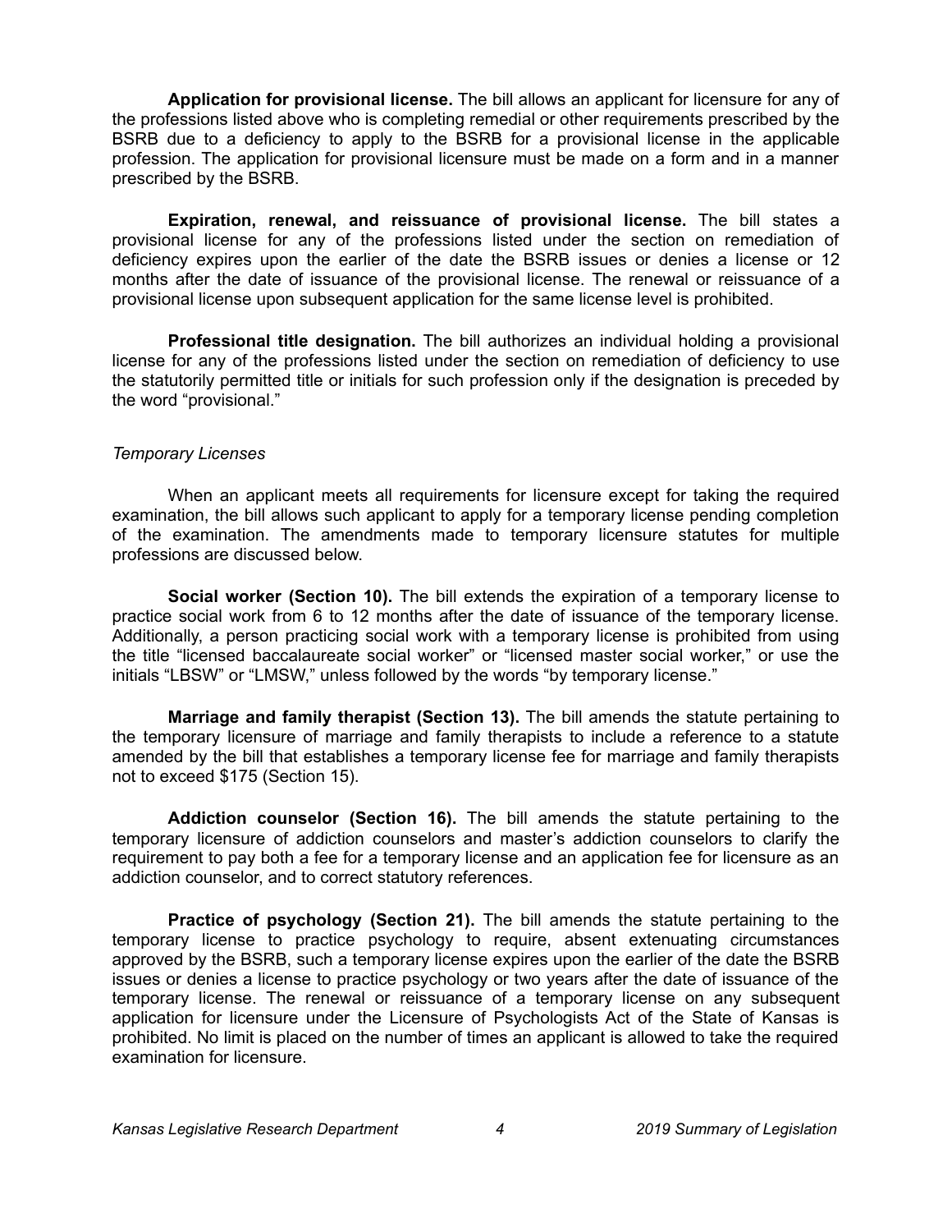**Application for provisional license.** The bill allows an applicant for licensure for any of the professions listed above who is completing remedial or other requirements prescribed by the BSRB due to a deficiency to apply to the BSRB for a provisional license in the applicable profession. The application for provisional licensure must be made on a form and in a manner prescribed by the BSRB.

**Expiration, renewal, and reissuance of provisional license.** The bill states a provisional license for any of the professions listed under the section on remediation of deficiency expires upon the earlier of the date the BSRB issues or denies a license or 12 months after the date of issuance of the provisional license. The renewal or reissuance of a provisional license upon subsequent application for the same license level is prohibited.

**Professional title designation.** The bill authorizes an individual holding a provisional license for any of the professions listed under the section on remediation of deficiency to use the statutorily permitted title or initials for such profession only if the designation is preceded by the word "provisional."

*Temporary Licenses*

When an applicant meets all requirements for licensure except for taking the required examination, the bill allows such applicant to apply for a temporary license pending completion of the examination. The amendments made to temporary licensure statutes for multiple professions are discussed below.

**Social worker (Section 10).** The bill extends the expiration of a temporary license to practice social work from 6 to 12 months after the date of issuance of the temporary license. Additionally, a person practicing social work with a temporary license is prohibited from using the title "licensed baccalaureate social worker" or "licensed master social worker," or use the initials "LBSW" or "LMSW," unless followed by the words "by temporary license."

**Marriage and family therapist (Section 13).** The bill amends the statute pertaining to the temporary licensure of marriage and family therapists to include a reference to a statute amended by the bill that establishes a temporary license fee for marriage and family therapists not to exceed $175 (Section 15).

**Addiction counselor (Section 16).** The bill amends the statute pertaining to the temporary licensure of addiction counselors and master's addiction counselors to clarify the requirement to pay both a fee for a temporary license and an application fee for licensure as an addiction counselor, and to correct statutory references.

**Practice of psychology (Section 21).** The bill amends the statute pertaining to the temporary license to practice psychology to require, absent extenuating circumstances approved by the BSRB, such a temporary license expires upon the earlier of the date the BSRB issues or denies a license to practice psychology or two years after the date of issuance of the temporary license. The renewal or reissuance of a temporary license on any subsequent application for licensure under the Licensure of Psychologists Act of the State of Kansas is prohibited. No limit is placed on the number of times an applicant is allowed to take the required examination for licensure.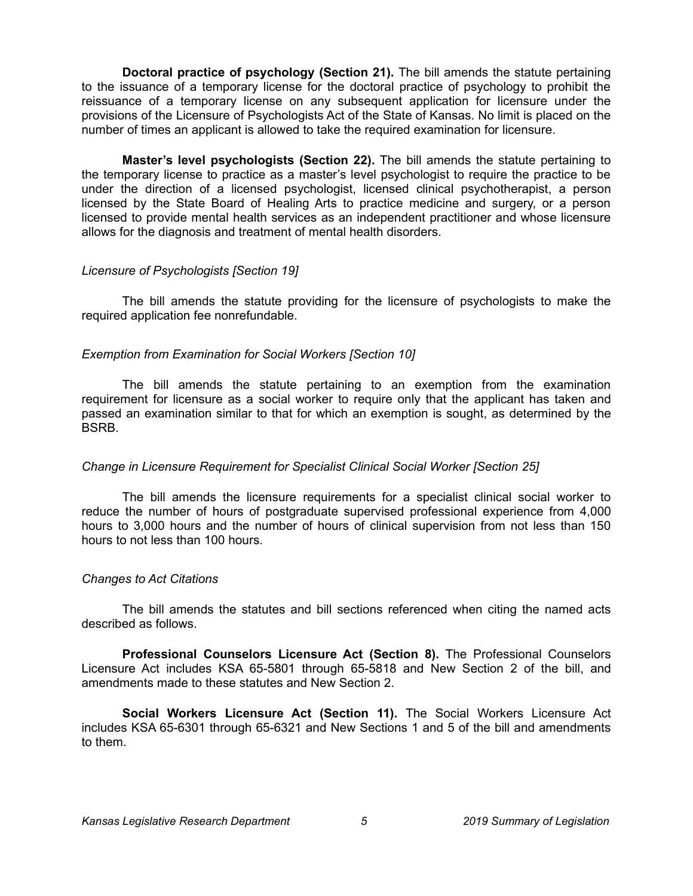**Doctoral practice of psychology (Section 21).** The bill amends the statute pertaining to the issuance of a temporary license for the doctoral practice of psychology to prohibit the reissuance of a temporary license on any subsequent application for licensure under the provisions of the Licensure of Psychologists Act of the State of Kansas. No limit is placed on the number of times an applicant is allowed to take the required examination for licensure.

**Master's level psychologists (Section 22).** The bill amends the statute pertaining to the temporary license to practice as a master's level psychologist to require the practice to be under the direction of a licensed psychologist, licensed clinical psychotherapist, a person licensed by the State Board of Healing Arts to practice medicine and surgery, or a person licensed to provide mental health services as an independent practitioner and whose licensure allows for the diagnosis and treatment of mental health disorders.

*Licensure of Psychologists [Section 19]*

The bill amends the statute providing for the licensure of psychologists to make the required application fee nonrefundable.

*Exemption from Examination for Social Workers [Section 10]*

The bill amends the statute pertaining to an exemption from the examination requirement for licensure as a social worker to require only that the applicant has taken and passed an examination similar to that for which an exemption is sought, as determined by the BSRB.

*Change in Licensure Requirement for Specialist Clinical Social Worker [Section 25]*

The bill amends the licensure requirements for a specialist clinical social worker to reduce the number of hours of postgraduate supervised professional experience from 4,000 hours to 3,000 hours and the number of hours of clinical supervision from not less than 150 hours to not less than 100 hours.

*Changes to Act Citations*

The bill amends the statutes and bill sections referenced when citing the named acts described as follows.

**Professional Counselors Licensure Act (Section 8).** The Professional Counselors Licensure Act includes KSA 65-5801 through 65-5818 and New Section 2 of the bill, and amendments made to these statutes and New Section 2.

**Social Workers Licensure Act (Section 11).** The Social Workers Licensure Act includes KSA 65-6301 through 65-6321 and New Sections 1 and 5 of the bill and amendments to them.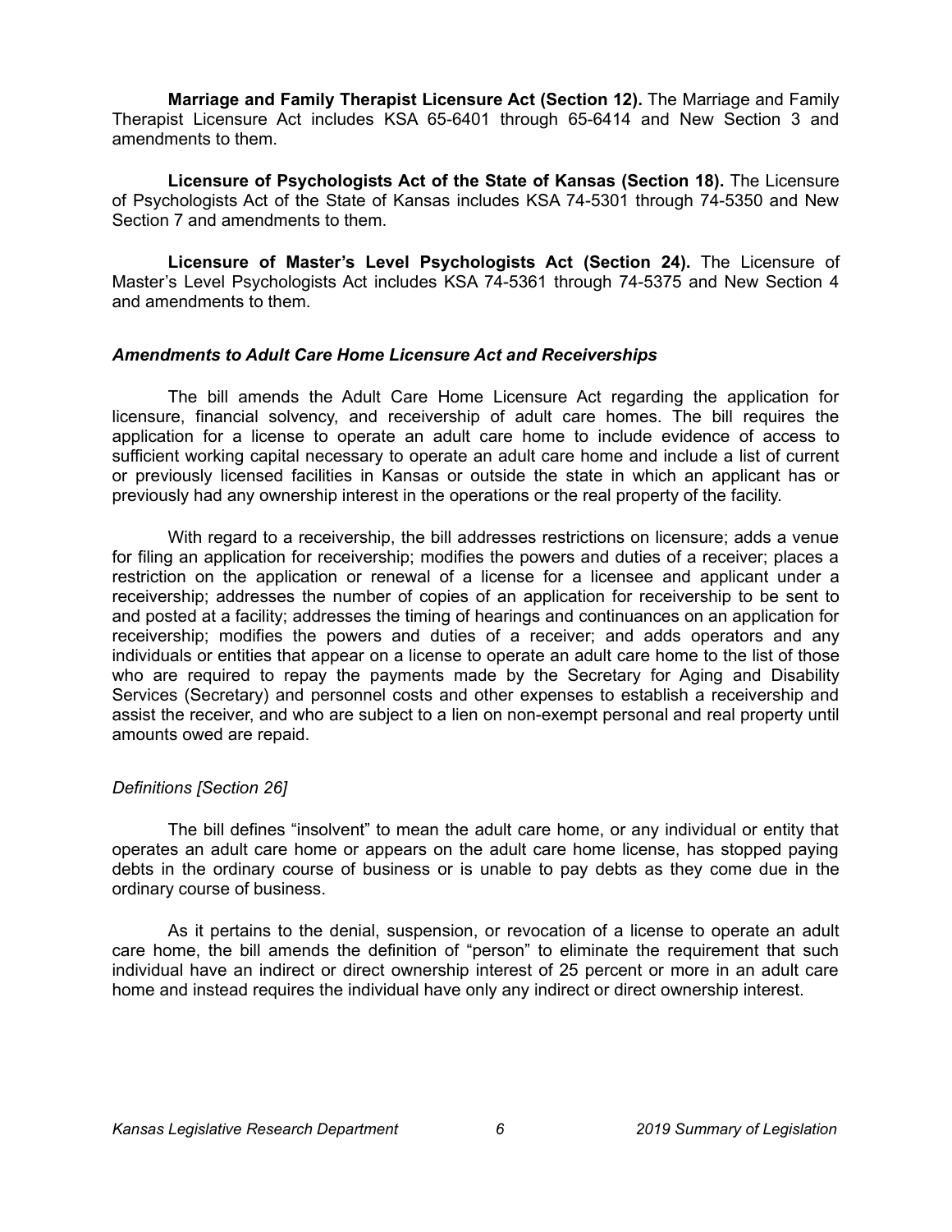**Marriage and Family Therapist Licensure Act (Section 12).** The Marriage and Family Therapist Licensure Act includes KSA 65-6401 through 65-6414 and New Section 3 and amendments to them.

**Licensure of Psychologists Act of the State of Kansas (Section 18).** The Licensure of Psychologists Act of the State of Kansas includes KSA 74-5301 through 74-5350 and New Section 7 and amendments to them.

**Licensure of Master's Level Psychologists Act (Section 24).** The Licensure of Master's Level Psychologists Act includes KSA 74-5361 through 74-5375 and New Section 4 and amendments to them.

### *Amendments to Adult Care Home Licensure Act and Receiverships*

The bill amends the Adult Care Home Licensure Act regarding the application for licensure, financial solvency, and receivership of adult care homes. The bill requires the application for a license to operate an adult care home to include evidence of access to sufficient working capital necessary to operate an adult care home and include a list of current or previously licensed facilities in Kansas or outside the state in which an applicant has or previously had any ownership interest in the operations or the real property of the facility.

With regard to a receivership, the bill addresses restrictions on licensure; adds a venue for filing an application for receivership; modifies the powers and duties of a receiver; places a restriction on the application or renewal of a license for a licensee and applicant under a receivership; addresses the number of copies of an application for receivership to be sent to and posted at a facility; addresses the timing of hearings and continuances on an application for receivership; modifies the powers and duties of a receiver; and adds operators and any individuals or entities that appear on a license to operate an adult care home to the list of those who are required to repay the payments made by the Secretary for Aging and Disability Services (Secretary) and personnel costs and other expenses to establish a receivership and assist the receiver, and who are subject to a lien on non-exempt personal and real property until amounts owed are repaid.

#### *Definitions [Section 26]*

The bill defines "insolvent" to mean the adult care home, or any individual or entity that operates an adult care home or appears on the adult care home license, has stopped paying debts in the ordinary course of business or is unable to pay debts as they come due in the ordinary course of business.

As it pertains to the denial, suspension, or revocation of a license to operate an adult care home, the bill amends the definition of "person" to eliminate the requirement that such individual have an indirect or direct ownership interest of 25 percent or more in an adult care home and instead requires the individual have only any indirect or direct ownership interest.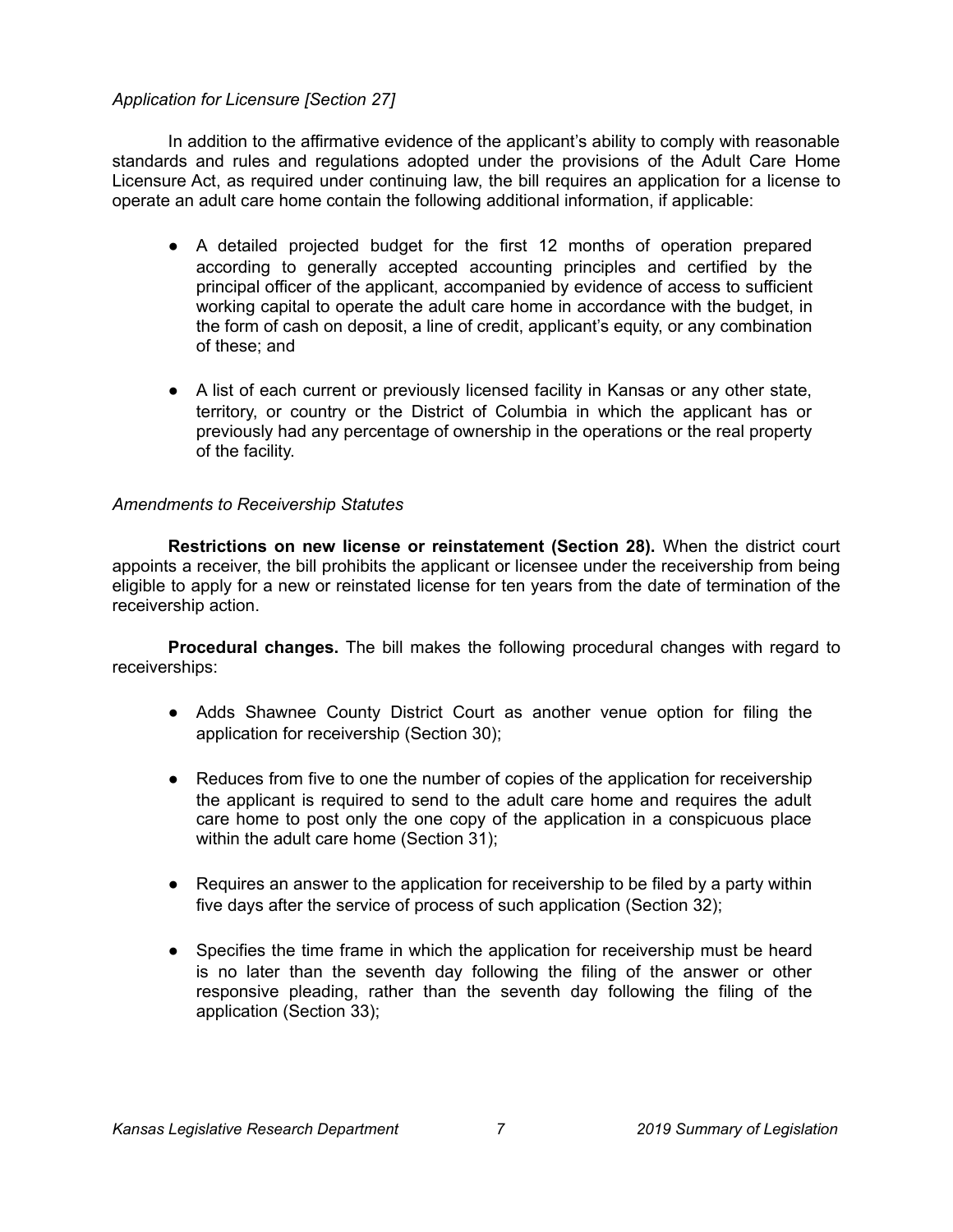*Application for Licensure [Section 27]*

In addition to the affirmative evidence of the applicant's ability to comply with reasonable standards and rules and regulations adopted under the provisions of the Adult Care Home Licensure Act, as required under continuing law, the bill requires an application for a license to operate an adult care home contain the following additional information, if applicable:

- A detailed projected budget for the first 12 months of operation prepared according to generally accepted accounting principles and certified by the principal officer of the applicant, accompanied by evidence of access to sufficient working capital to operate the adult care home in accordance with the budget, in the form of cash on deposit, a line of credit, applicant's equity, or any combination of these; and

- A list of each current or previously licensed facility in Kansas or any other state, territory, or country or the District of Columbia in which the applicant has or previously had any percentage of ownership in the operations or the real property of the facility.

*Amendments to Receivership Statutes*

**Restrictions on new license or reinstatement (Section 28).** When the district court appoints a receiver, the bill prohibits the applicant or licensee under the receivership from being eligible to apply for a new or reinstated license for ten years from the date of termination of the receivership action.

**Procedural changes.** The bill makes the following procedural changes with regard to receiverships:

- Adds Shawnee County District Court as another venue option for filing the application for receivership (Section 30);

- Reduces from five to one the number of copies of the application for receivership the applicant is required to send to the adult care home and requires the adult care home to post only the one copy of the application in a conspicuous place within the adult care home (Section 31);

- Requires an answer to the application for receivership to be filed by a party within five days after the service of process of such application (Section 32);

- Specifies the time frame in which the application for receivership must be heard is no later than the seventh day following the filing of the answer or other responsive pleading, rather than the seventh day following the filing of the application (Section 33);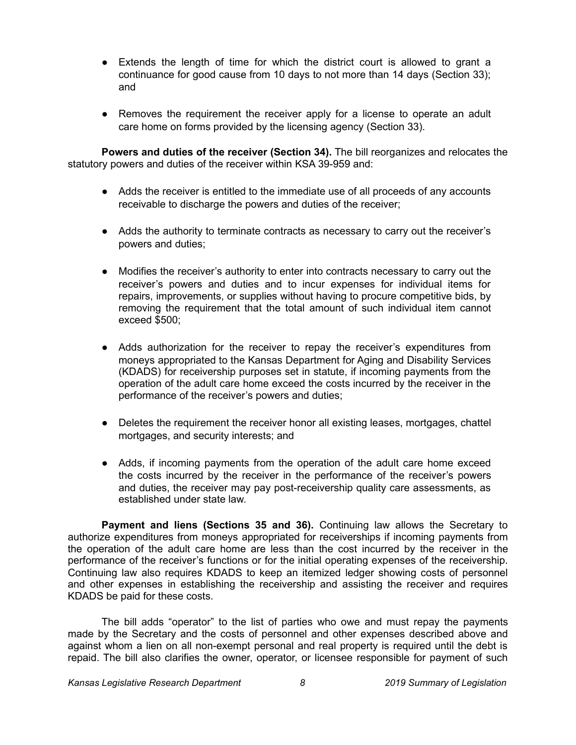- Extends the length of time for which the district court is allowed to grant a continuance for good cause from 10 days to not more than 14 days (Section 33); and

- Removes the requirement the receiver apply for a license to operate an adult care home on forms provided by the licensing agency (Section 33).

**Powers and duties of the receiver (Section 34).** The bill reorganizes and relocates the statutory powers and duties of the receiver within KSA 39-959 and:

- Adds the receiver is entitled to the immediate use of all proceeds of any accounts receivable to discharge the powers and duties of the receiver;

- Adds the authority to terminate contracts as necessary to carry out the receiver's powers and duties;

- Modifies the receiver's authority to enter into contracts necessary to carry out the receiver's powers and duties and to incur expenses for individual items for repairs, improvements, or supplies without having to procure competitive bids, by removing the requirement that the total amount of such individual item cannot exceed $500;

- Adds authorization for the receiver to repay the receiver's expenditures from moneys appropriated to the Kansas Department for Aging and Disability Services (KDADS) for receivership purposes set in statute, if incoming payments from the operation of the adult care home exceed the costs incurred by the receiver in the performance of the receiver's powers and duties;

- Deletes the requirement the receiver honor all existing leases, mortgages, chattel mortgages, and security interests; and

- Adds, if incoming payments from the operation of the adult care home exceed the costs incurred by the receiver in the performance of the receiver's powers and duties, the receiver may pay post-receivership quality care assessments, as established under state law.

**Payment and liens (Sections 35 and 36).** Continuing law allows the Secretary to authorize expenditures from moneys appropriated for receiverships if incoming payments from the operation of the adult care home are less than the cost incurred by the receiver in the performance of the receiver's functions or for the initial operating expenses of the receivership. Continuing law also requires KDADS to keep an itemized ledger showing costs of personnel and other expenses in establishing the receivership and assisting the receiver and requires KDADS be paid for these costs.

The bill adds "operator" to the list of parties who owe and must repay the payments made by the Secretary and the costs of personnel and other expenses described above and against whom a lien on all non-exempt personal and real property is required until the debt is repaid. The bill also clarifies the owner, operator, or licensee responsible for payment of such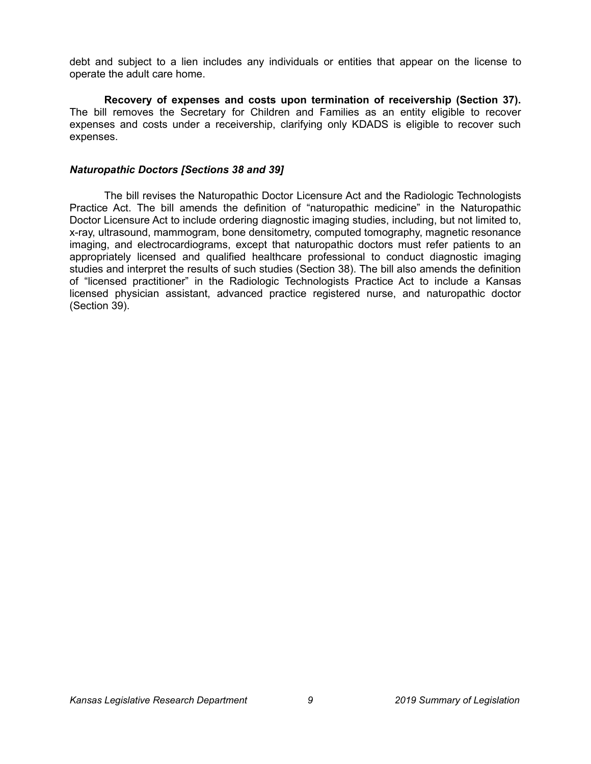debt and subject to a lien includes any individuals or entities that appear on the license to operate the adult care home.

**Recovery of expenses and costs upon termination of receivership (Section 37).** The bill removes the Secretary for Children and Families as an entity eligible to recover expenses and costs under a receivership, clarifying only KDADS is eligible to recover such expenses.

### *Naturopathic Doctors [Sections 38 and 39]*

The bill revises the Naturopathic Doctor Licensure Act and the Radiologic Technologists Practice Act. The bill amends the definition of "naturopathic medicine" in the Naturopathic Doctor Licensure Act to include ordering diagnostic imaging studies, including, but not limited to, x-ray, ultrasound, mammogram, bone densitometry, computed tomography, magnetic resonance imaging, and electrocardiograms, except that naturopathic doctors must refer patients to an appropriately licensed and qualified healthcare professional to conduct diagnostic imaging studies and interpret the results of such studies (Section 38). The bill also amends the definition of "licensed practitioner" in the Radiologic Technologists Practice Act to include a Kansas licensed physician assistant, advanced practice registered nurse, and naturopathic doctor (Section 39).